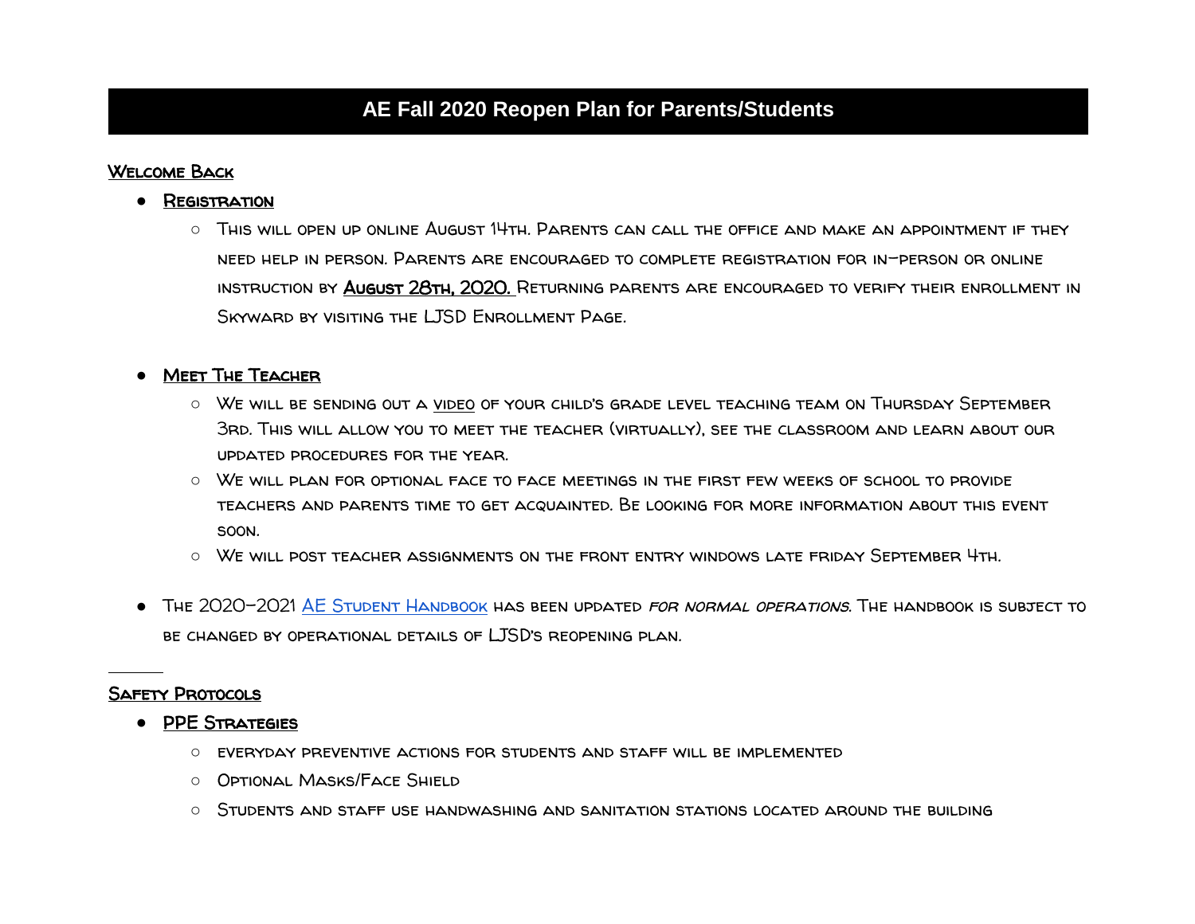# AE Fall 2020 Reopen Plan for Parents/Students

## Welcome Back

- **Registration**
  - This will open up online August 14th. Parents can call the office and make an appointment if they need help in person. Parents are encouraged to complete registration for in-person or online instruction by **August 28th, 2020.** Returning parents are encouraged to verify their enrollment in Skyward by visiting the LJSD Enrollment Page.

- **Meet The Teacher**
  - We will be sending out a video of your child's grade level teaching team on Thursday September 3rd. This will allow you to meet the teacher (virtually), see the classroom and learn about our updated procedures for the year.
  - We will plan for optional face to face meetings in the first few weeks of school to provide teachers and parents time to get acquainted. Be looking for more information about this event soon.
  - We will post teacher assignments on the front entry windows late Friday September 4th.

- The 2020-2021 AE Student Handbook has been updated *for normal operations.* The handbook is subject to be changed by operational details of LJSD's reopening plan.

---

## Safety Protocols

- **PPE Strategies**
  - everyday preventive actions for students and staff will be implemented
  - Optional Masks/Face Shield
  - Students and staff use handwashing and sanitation stations located around the building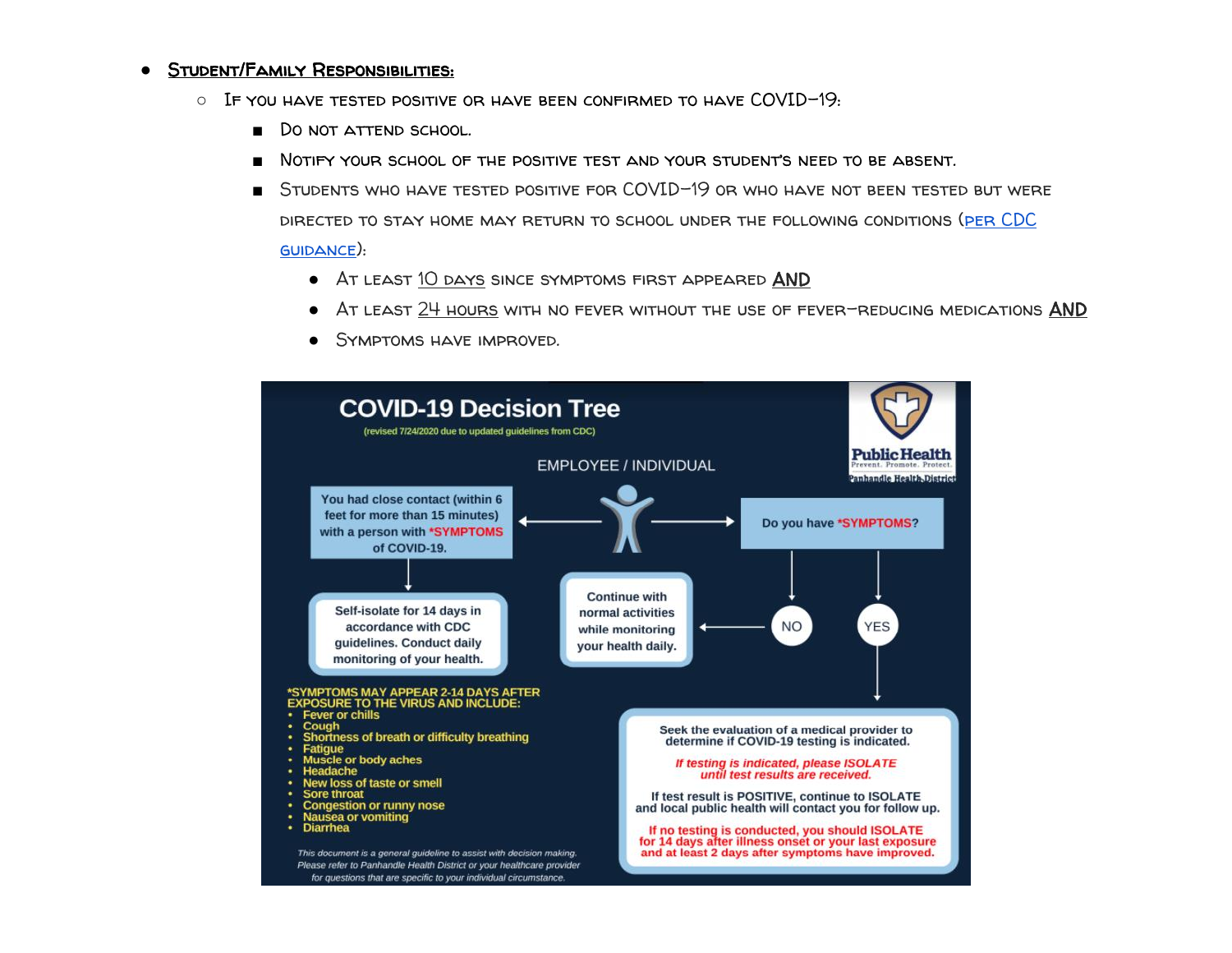- **Student/Family Responsibilities:**
    - If you have tested positive or have been confirmed to have COVID-19:
        - Do not attend school.
        - Notify your school of the positive test and your student's need to be absent.
        - Students who have tested positive for COVID-19 or who have not been tested but were directed to stay home may return to school under the following conditions ([per CDC guidance](#)):
            - At least 10 days since symptoms first appeared **AND**
            - At least 24 hours with no fever without the use of fever-reducing medications **AND**
            - Symptoms have improved.

**COVID-19 Decision Tree**

(revised 7/24/2020 due to updated guidelines from CDC)

Public Health — Prevent. Promote. Protect. — Panhandle Health District

EMPLOYEE / INDIVIDUAL

You had close contact (within 6 feet for more than 15 minutes) with a person with *SYMPTOMS of COVID-19.

→ Self-isolate for 14 days in accordance with CDC guidelines. Conduct daily monitoring of your health.

Do you have *SYMPTOMS?

- NO → Continue with normal activities while monitoring your health daily.
- YES → Seek the evaluation of a medical provider to determine if COVID-19 testing is indicated.

  *If testing is indicated, please ISOLATE until test results are received.*

  If test result is POSITIVE, continue to ISOLATE and local public health will contact you for follow up.

  If no testing is conducted, you should ISOLATE for 14 days after illness onset or your last exposure and at least 2 days after symptoms have improved.

*SYMPTOMS MAY APPEAR 2-14 DAYS AFTER EXPOSURE TO THE VIRUS AND INCLUDE:

- Fever or chills
- Cough
- Shortness of breath or difficulty breathing
- Fatigue
- Muscle or body aches
- Headache
- New loss of taste or smell
- Sore throat
- Congestion or runny nose
- Nausea or vomiting
- Diarrhea

*This document is a general guideline to assist with decision making. Please refer to Panhandle Health District or your healthcare provider for questions that are specific to your individual circumstance.*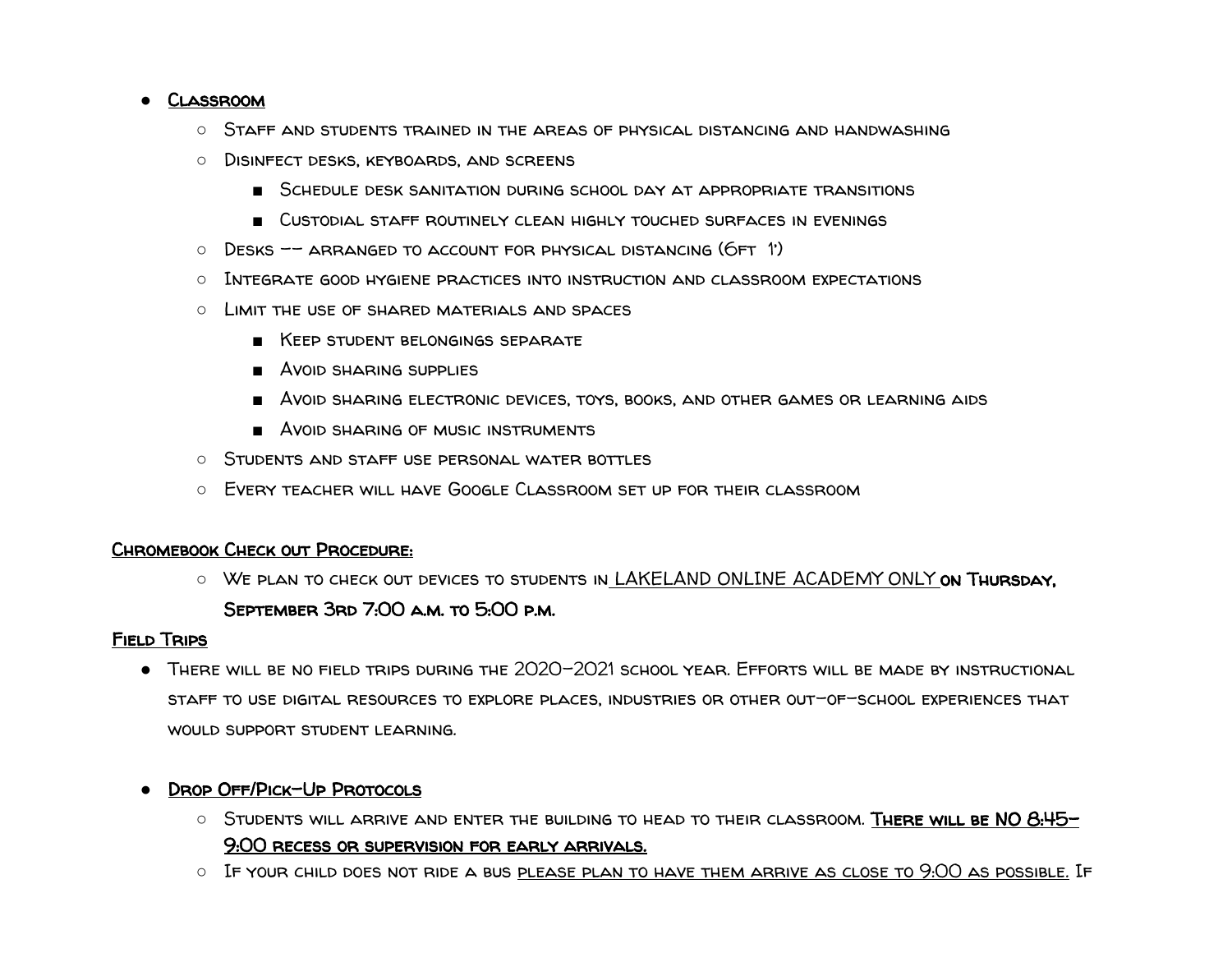- **Classroom**
  - Staff and students trained in the areas of physical distancing and handwashing
  - Disinfect desks, keyboards, and screens
    - Schedule desk sanitation during school day at appropriate transitions
    - Custodial staff routinely clean highly touched surfaces in evenings
  - Desks -- arranged to account for physical distancing (6ft 1')
  - Integrate good hygiene practices into instruction and classroom expectations
  - Limit the use of shared materials and spaces
    - Keep student belongings separate
    - Avoid sharing supplies
    - Avoid sharing electronic devices, toys, books, and other games or learning aids
    - Avoid sharing of music instruments
  - Students and staff use personal water bottles
  - Every teacher will have Google Classroom set up for their classroom

**Chromebook Check out Procedure:**

- We plan to check out devices to students in LAKELAND ONLINE ACADEMY ONLY **on Thursday, September 3rd 7:00 a.m. to 5:00 p.m.**

**Field Trips**

- There will be no field trips during the 2020-2021 school year. Efforts will be made by instructional staff to use digital resources to explore places, industries or other out-of-school experiences that would support student learning.

- **Drop Off/Pick-Up Protocols**
  - Students will arrive and enter the building to head to their classroom. **There will be NO 8:45-9:00 recess or supervision for early arrivals.**
  - If your child does not ride a bus please plan to have them arrive as close to 9:00 as possible. If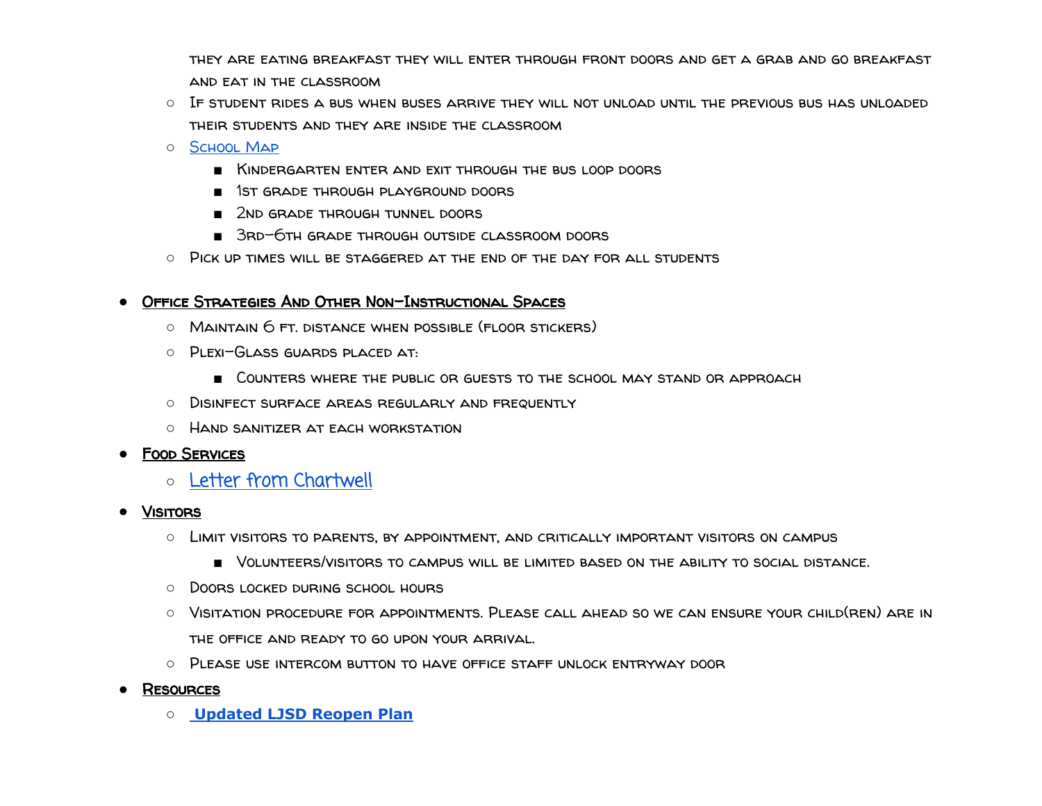they are eating breakfast they will enter through front doors and get a grab and go breakfast and eat in the classroom

- If student rides a bus when buses arrive they will not unload until the previous bus has unloaded their students and they are inside the classroom
- School Map
  - Kindergarten enter and exit through the bus loop doors
  - 1st grade through playground doors
  - 2nd grade through tunnel doors
  - 3rd-6th grade through outside classroom doors
- Pick up times will be staggered at the end of the day for all students

- **Office Strategies And Other Non-Instructional Spaces**
  - Maintain 6 ft. distance when possible (floor stickers)
  - Plexi-Glass guards placed at:
    - Counters where the public or guests to the school may stand or approach
  - Disinfect surface areas regularly and frequently
  - Hand sanitizer at each workstation
- **Food Services**
  - Letter from Chartwell
- **Visitors**
  - Limit visitors to parents, by appointment, and critically important visitors on campus
    - Volunteers/visitors to campus will be limited based on the ability to social distance.
  - Doors locked during school hours
  - Visitation procedure for appointments. Please call ahead so we can ensure your child(ren) are in the office and ready to go upon your arrival.
  - Please use intercom button to have office staff unlock entryway door
- **Resources**
  - **Updated LJSD Reopen Plan**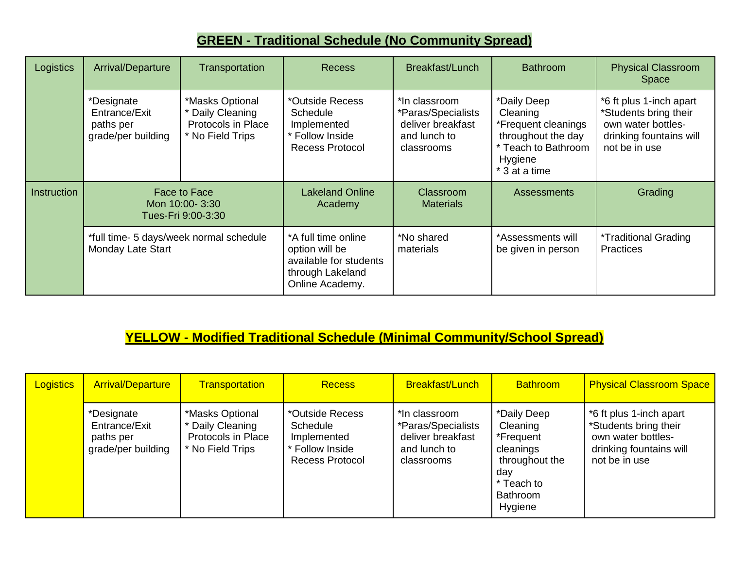## GREEN - Traditional Schedule (No Community Spread)

| Logistics | Arrival/Departure | Transportation | Recess | Breakfast/Lunch | Bathroom | Physical Classroom Space |
|---|---|---|---|---|---|---|
| | *Designate Entrance/Exit paths per grade/per building | *Masks Optional<br>* Daily Cleaning Protocols in Place<br>* No Field Trips | *Outside Recess Schedule Implemented<br>* Follow Inside Recess Protocol | *In classroom<br>*Paras/Specialists deliver breakfast and lunch to classrooms | *Daily Deep Cleaning<br>*Frequent cleanings throughout the day<br>* Teach to Bathroom Hygiene<br>* 3 at a time | *6 ft plus 1-inch apart<br>*Students bring their own water bottles- drinking fountains will not be in use |
| Instruction | Face to Face<br>Mon 10:00- 3:30<br>Tues-Fri 9:00-3:30 | | Lakeland Online Academy | Classroom Materials | Assessments | Grading |
| | *full time- 5 days/week normal schedule Monday Late Start | | *A full time online option will be available for students through Lakeland Online Academy. | *No shared materials | *Assessments will be given in person | *Traditional Grading Practices |

## YELLOW - Modified Traditional Schedule (Minimal Community/School Spread)

| Logistics | Arrival/Departure | Transportation | Recess | Breakfast/Lunch | Bathroom | Physical Classroom Space |
|---|---|---|---|---|---|---|
| | *Designate Entrance/Exit paths per grade/per building | *Masks Optional<br>* Daily Cleaning Protocols in Place<br>* No Field Trips | *Outside Recess Schedule Implemented<br>* Follow Inside Recess Protocol | *In classroom<br>*Paras/Specialists deliver breakfast and lunch to classrooms | *Daily Deep Cleaning<br>*Frequent cleanings throughout the day<br>* Teach to Bathroom Hygiene | *6 ft plus 1-inch apart<br>*Students bring their own water bottles- drinking fountains will not be in use |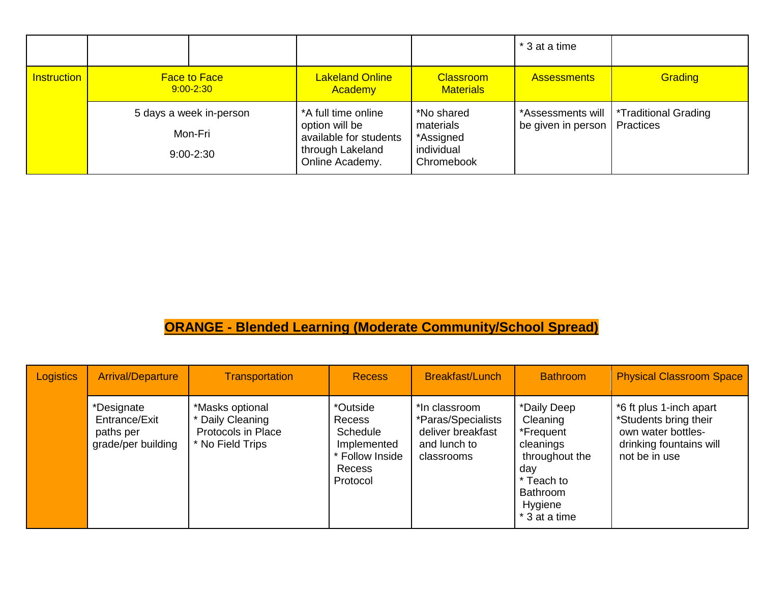|  |  |  |  |  | * 3 at a time |  |
|---|---|---|---|---|---|---|
| Instruction | Face to Face 9:00-2:30 |  | Lakeland Online Academy | Classroom Materials | Assessments | Grading |
|  | 5 days a week in-person Mon-Fri 9:00-2:30 |  | *A full time online option will be available for students through Lakeland Online Academy. | *No shared materials *Assigned individual Chromebook | *Assessments will be given in person | *Traditional Grading Practices |

## ORANGE - Blended Learning (Moderate Community/School Spread)

| Logistics | Arrival/Departure | Transportation | Recess | Breakfast/Lunch | Bathroom | Physical Classroom Space |
|---|---|---|---|---|---|---|
|  | *Designate Entrance/Exit paths per grade/per building | *Masks optional * Daily Cleaning Protocols in Place * No Field Trips | *Outside Recess Schedule Implemented * Follow Inside Recess Protocol | *In classroom *Paras/Specialists deliver breakfast and lunch to classrooms | *Daily Deep Cleaning *Frequent cleanings throughout the day * Teach to Bathroom Hygiene * 3 at a time | *6 ft plus 1-inch apart *Students bring their own water bottles- drinking fountains will not be in use |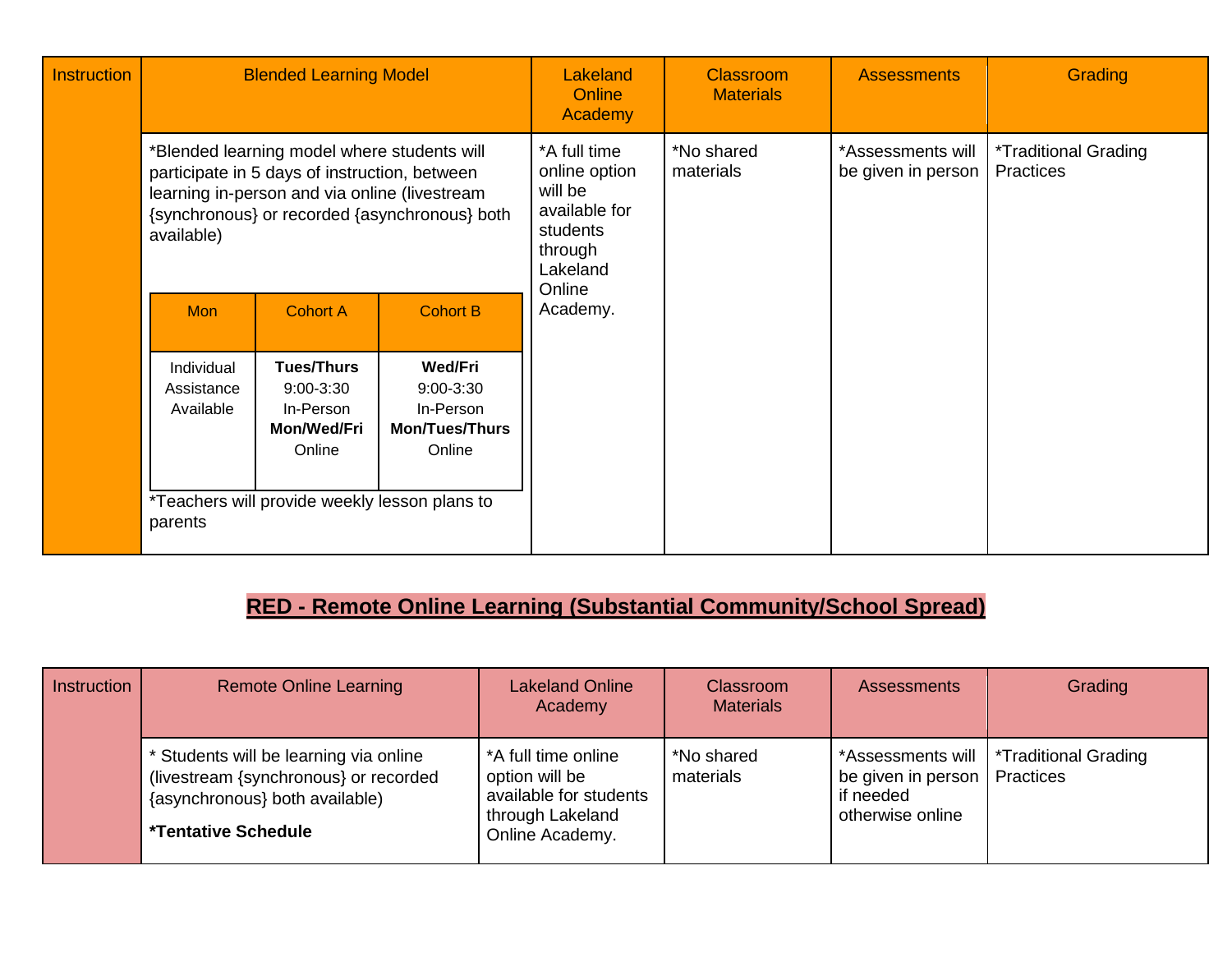| Instruction | Blended Learning Model | Lakeland Online Academy | Classroom Materials | Assessments | Grading |
|---|---|---|---|---|---|
| | *Blended learning model where students will participate in 5 days of instruction, between learning in-person and via online (livestream {synchronous} or recorded {asynchronous} both available) | *A full time online option will be available for students through Lakeland Online Academy. | *No shared materials | *Assessments will be given in person | *Traditional Grading Practices |

| Mon | Cohort A | Cohort B |
|---|---|---|
| Individual Assistance Available | **Tues/Thurs** 9:00-3:30 In-Person **Mon/Wed/Fri** Online | **Wed/Fri** 9:00-3:30 In-Person **Mon/Tues/Thurs** Online |

*Teachers will provide weekly lesson plans to parents

## RED - Remote Online Learning (Substantial Community/School Spread)

| Instruction | Remote Online Learning | Lakeland Online Academy | Classroom Materials | Assessments | Grading |
|---|---|---|---|---|---|
| | * Students will be learning via online (livestream {synchronous} or recorded {asynchronous} both available) **\*Tentative Schedule** | *A full time online option will be available for students through Lakeland Online Academy. | *No shared materials | *Assessments will be given in person if needed otherwise online | *Traditional Grading Practices |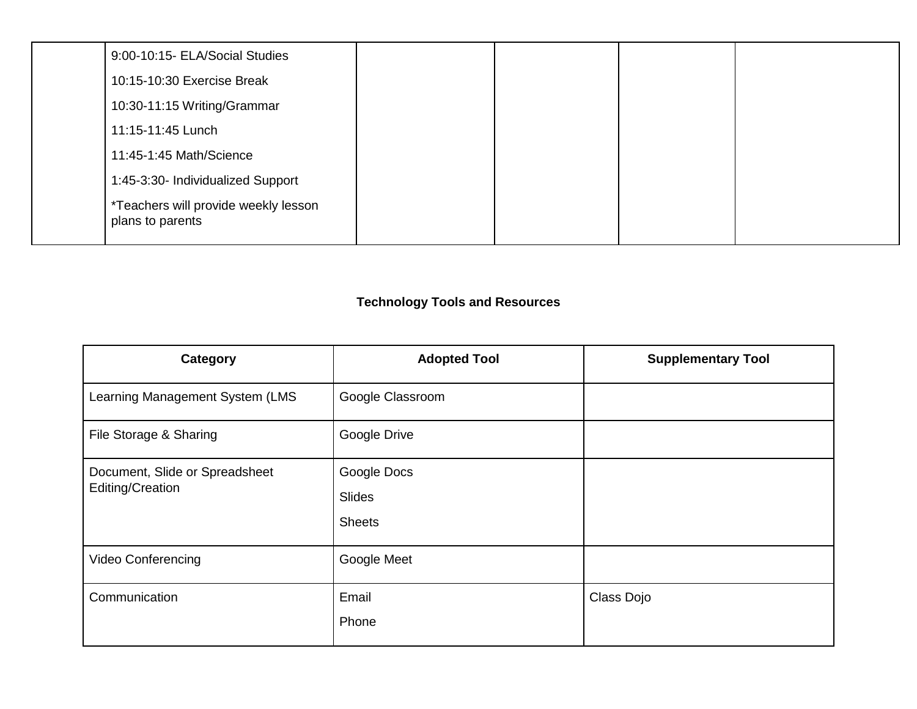| | | | | | |
|---|---|---|---|---|---|
| | 9:00-10:15- ELA/Social Studies<br>10:15-10:30 Exercise Break<br>10:30-11:15 Writing/Grammar<br>11:15-11:45 Lunch<br>11:45-1:45 Math/Science<br>1:45-3:30- Individualized Support<br>*Teachers will provide weekly lesson plans to parents | | | | |

**Technology Tools and Resources**

| Category | Adopted Tool | Supplementary Tool |
|---|---|---|
| Learning Management System (LMS | Google Classroom | |
| File Storage & Sharing | Google Drive | |
| Document, Slide or Spreadsheet Editing/Creation | Google Docs<br>Slides<br>Sheets | |
| Video Conferencing | Google Meet | |
| Communication | Email<br>Phone | Class Dojo |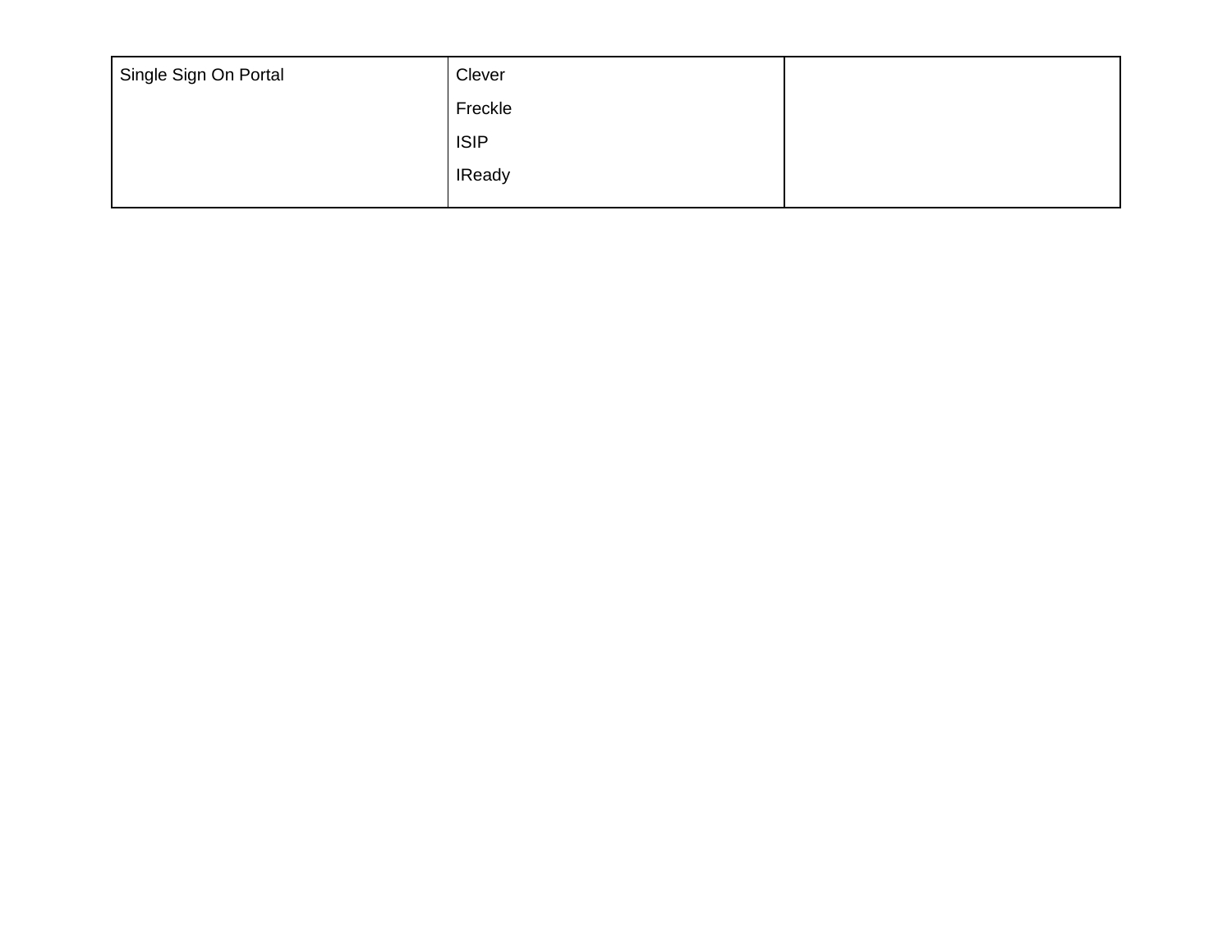| | | |
|---|---|---|
| Single Sign On Portal | Clever<br>Freckle<br>ISIP<br>IReady | |